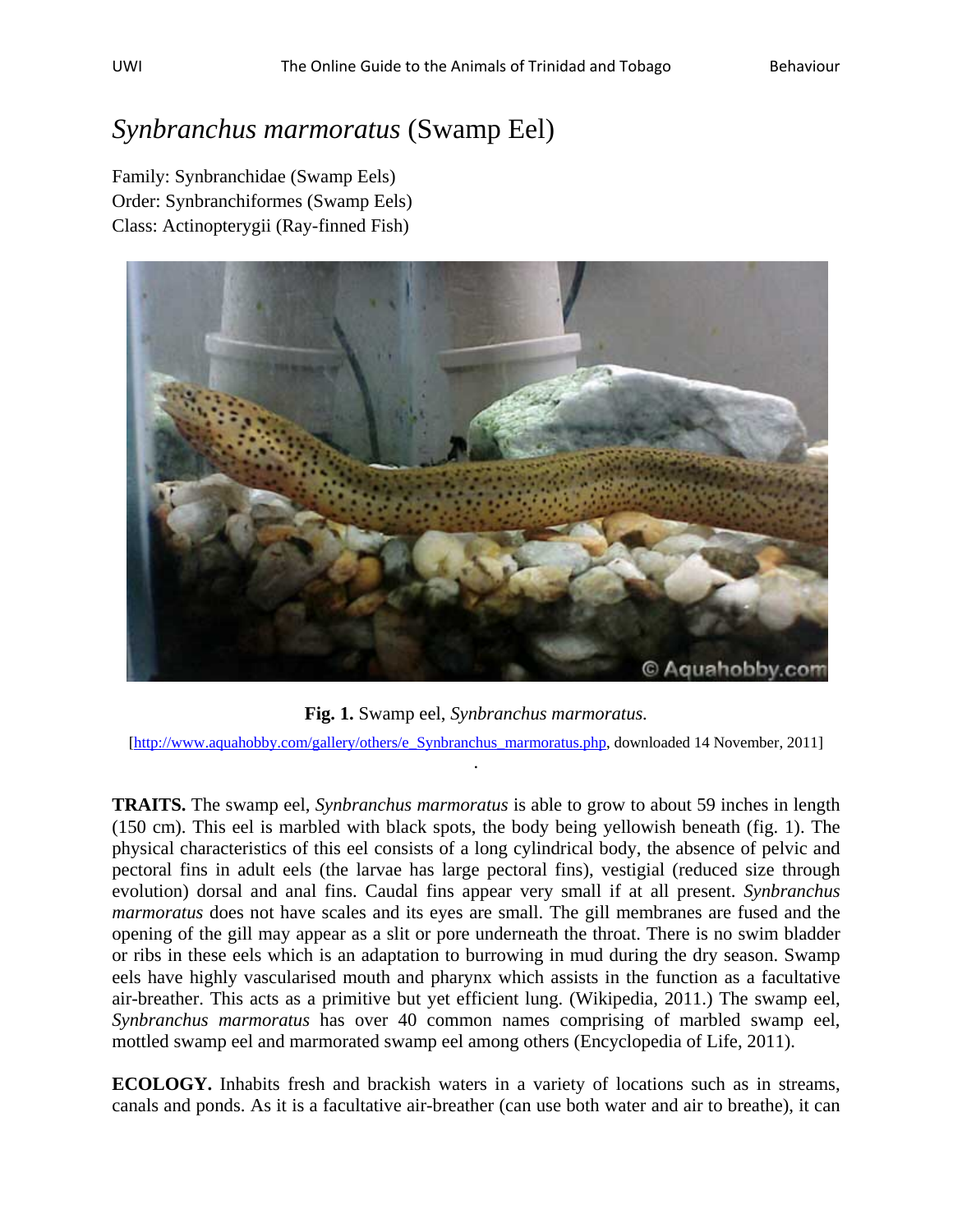# *Synbranchus marmoratus* (Swamp Eel)

Family: Synbranchidae (Swamp Eels)
Order: Synbranchiformes (Swamp Eels)
Class: Actinopterygii (Ray-finned Fish)

**Fig. 1.** Swamp eel, *Synbranchus marmoratus.*

[http://www.aquahobby.com/gallery/others/e_Synbranchus_marmoratus.php, downloaded 14 November, 2011]

**TRAITS.** The swamp eel, *Synbranchus marmoratus* is able to grow to about 59 inches in length (150 cm). This eel is marbled with black spots, the body being yellowish beneath (fig. 1). The physical characteristics of this eel consists of a long cylindrical body, the absence of pelvic and pectoral fins in adult eels (the larvae has large pectoral fins), vestigial (reduced size through evolution) dorsal and anal fins. Caudal fins appear very small if at all present. *Synbranchus marmoratus* does not have scales and its eyes are small. The gill membranes are fused and the opening of the gill may appear as a slit or pore underneath the throat. There is no swim bladder or ribs in these eels which is an adaptation to burrowing in mud during the dry season. Swamp eels have highly vascularised mouth and pharynx which assists in the function as a facultative air-breather. This acts as a primitive but yet efficient lung. (Wikipedia, 2011.) The swamp eel, *Synbranchus marmoratus* has over 40 common names comprising of marbled swamp eel, mottled swamp eel and marmorated swamp eel among others (Encyclopedia of Life, 2011).

**ECOLOGY.** Inhabits fresh and brackish waters in a variety of locations such as in streams, canals and ponds. As it is a facultative air-breather (can use both water and air to breathe), it can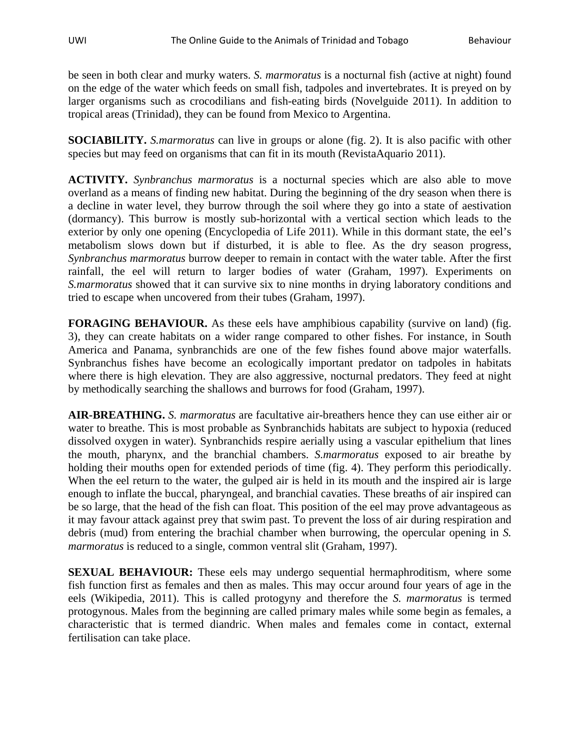be seen in both clear and murky waters. *S. marmoratus* is a nocturnal fish (active at night) found on the edge of the water which feeds on small fish, tadpoles and invertebrates. It is preyed on by larger organisms such as crocodilians and fish-eating birds (Novelguide 2011). In addition to tropical areas (Trinidad), they can be found from Mexico to Argentina.

**SOCIABILITY.** *S.marmoratus* can live in groups or alone (fig. 2). It is also pacific with other species but may feed on organisms that can fit in its mouth (RevistaAquario 2011).

**ACTIVITY.** *Synbranchus marmoratus* is a nocturnal species which are also able to move overland as a means of finding new habitat. During the beginning of the dry season when there is a decline in water level, they burrow through the soil where they go into a state of aestivation (dormancy). This burrow is mostly sub-horizontal with a vertical section which leads to the exterior by only one opening (Encyclopedia of Life 2011). While in this dormant state, the eel's metabolism slows down but if disturbed, it is able to flee. As the dry season progress, *Synbranchus marmoratus* burrow deeper to remain in contact with the water table. After the first rainfall, the eel will return to larger bodies of water (Graham, 1997). Experiments on *S.marmoratus* showed that it can survive six to nine months in drying laboratory conditions and tried to escape when uncovered from their tubes (Graham, 1997).

**FORAGING BEHAVIOUR.** As these eels have amphibious capability (survive on land) (fig. 3), they can create habitats on a wider range compared to other fishes. For instance, in South America and Panama, synbranchids are one of the few fishes found above major waterfalls. Synbranchus fishes have become an ecologically important predator on tadpoles in habitats where there is high elevation. They are also aggressive, nocturnal predators. They feed at night by methodically searching the shallows and burrows for food (Graham, 1997).

**AIR-BREATHING.** *S. marmoratus* are facultative air-breathers hence they can use either air or water to breathe. This is most probable as Synbranchids habitats are subject to hypoxia (reduced dissolved oxygen in water). Synbranchids respire aerially using a vascular epithelium that lines the mouth, pharynx, and the branchial chambers. *S.marmoratus* exposed to air breathe by holding their mouths open for extended periods of time (fig. 4). They perform this periodically. When the eel return to the water, the gulped air is held in its mouth and the inspired air is large enough to inflate the buccal, pharyngeal, and branchial cavaties. These breaths of air inspired can be so large, that the head of the fish can float. This position of the eel may prove advantageous as it may favour attack against prey that swim past. To prevent the loss of air during respiration and debris (mud) from entering the brachial chamber when burrowing, the opercular opening in *S. marmoratus* is reduced to a single, common ventral slit (Graham, 1997).

**SEXUAL BEHAVIOUR:** These eels may undergo sequential hermaphroditism, where some fish function first as females and then as males. This may occur around four years of age in the eels (Wikipedia, 2011). This is called protogyny and therefore the *S. marmoratus* is termed protogynous. Males from the beginning are called primary males while some begin as females, a characteristic that is termed diandric. When males and females come in contact, external fertilisation can take place.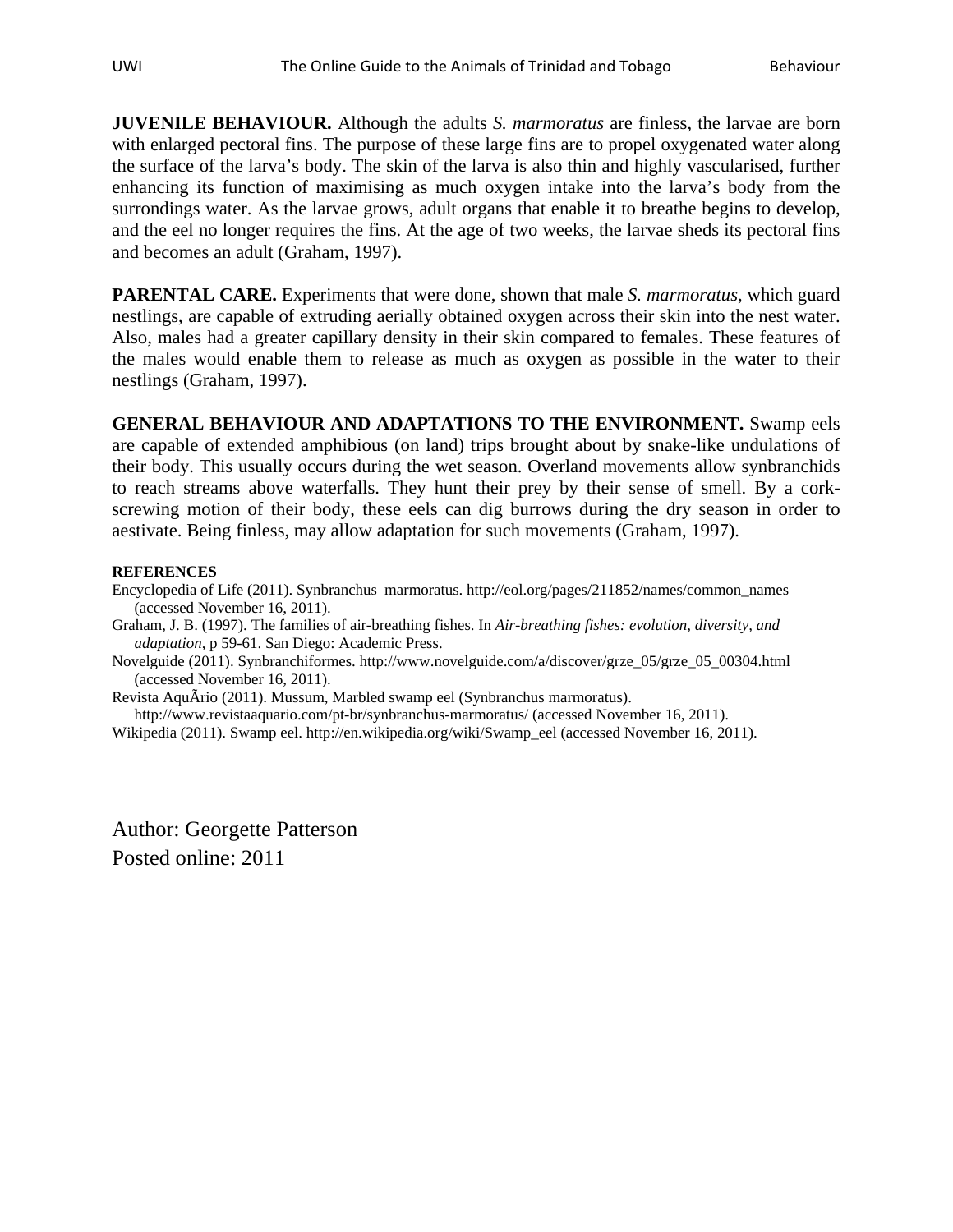**JUVENILE BEHAVIOUR.** Although the adults *S. marmoratus* are finless, the larvae are born with enlarged pectoral fins. The purpose of these large fins are to propel oxygenated water along the surface of the larva's body. The skin of the larva is also thin and highly vascularised, further enhancing its function of maximising as much oxygen intake into the larva's body from the surrondings water. As the larvae grows, adult organs that enable it to breathe begins to develop, and the eel no longer requires the fins. At the age of two weeks, the larvae sheds its pectoral fins and becomes an adult (Graham, 1997).

**PARENTAL CARE.** Experiments that were done, shown that male *S. marmoratus*, which guard nestlings, are capable of extruding aerially obtained oxygen across their skin into the nest water. Also, males had a greater capillary density in their skin compared to females. These features of the males would enable them to release as much as oxygen as possible in the water to their nestlings (Graham, 1997).

**GENERAL BEHAVIOUR AND ADAPTATIONS TO THE ENVIRONMENT.** Swamp eels are capable of extended amphibious (on land) trips brought about by snake-like undulations of their body. This usually occurs during the wet season. Overland movements allow synbranchids to reach streams above waterfalls. They hunt their prey by their sense of smell. By a cork-screwing motion of their body, these eels can dig burrows during the dry season in order to aestivate. Being finless, may allow adaptation for such movements (Graham, 1997).

**REFERENCES**

Encyclopedia of Life (2011). Synbranchus marmoratus. http://eol.org/pages/211852/names/common_names (accessed November 16, 2011).

Graham, J. B. (1997). The families of air-breathing fishes. In *Air-breathing fishes: evolution, diversity, and adaptation*, p 59-61. San Diego: Academic Press.

Novelguide (2011). Synbranchiformes. http://www.novelguide.com/a/discover/grze_05/grze_05_00304.html (accessed November 16, 2011).

Revista AquÃrio (2011). Mussum, Marbled swamp eel (Synbranchus marmoratus). http://www.revistaaquario.com/pt-br/synbranchus-marmoratus/ (accessed November 16, 2011).

Wikipedia (2011). Swamp eel. http://en.wikipedia.org/wiki/Swamp_eel (accessed November 16, 2011).

Author: Georgette Patterson
Posted online: 2011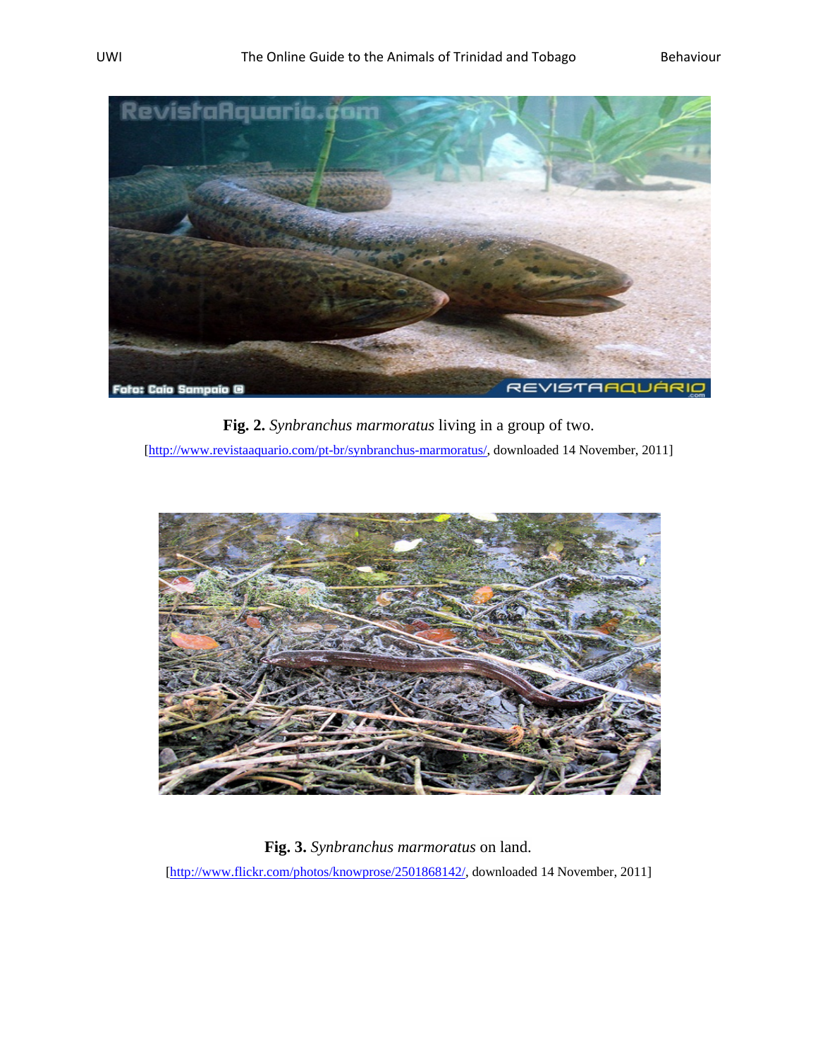**Fig. 2.** *Synbranchus marmoratus* living in a group of two.

[http://www.revistaaquario.com/pt-br/synbranchus-marmoratus/, downloaded 14 November, 2011]

**Fig. 3.** *Synbranchus marmoratus* on land.

[http://www.flickr.com/photos/knowprose/2501868142/, downloaded 14 November, 2011]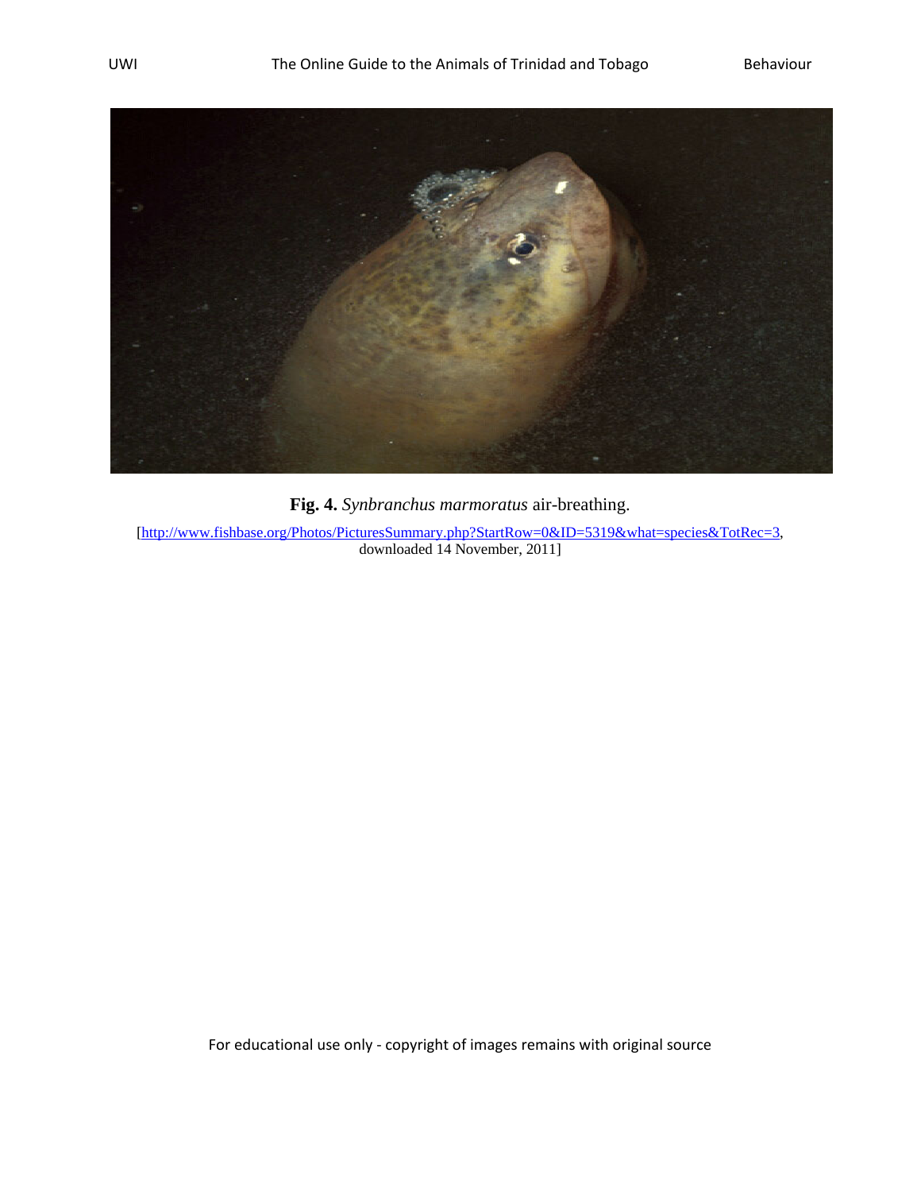**Fig. 4.** *Synbranchus marmoratus* air-breathing.

[http://www.fishbase.org/Photos/PicturesSummary.php?StartRow=0&ID=5319&what=species&TotRec=3, downloaded 14 November, 2011]